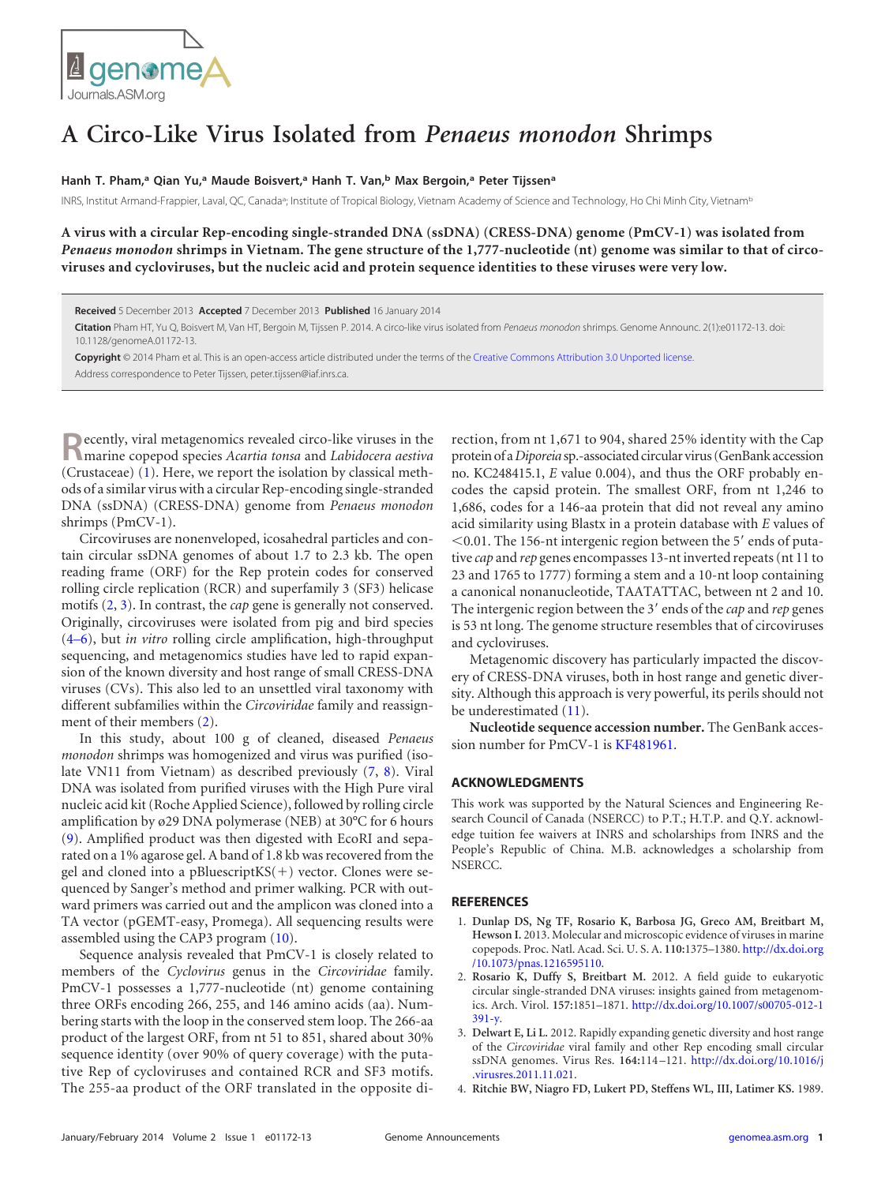# A Circo-Like Virus Isolated from *Penaeus monodon* Shrimps

**Hanh T. Pham,[a] Qian Yu,[a] Maude Boisvert,[a] Hanh T. Van,[b] Max Bergoin,[a] Peter Tijssen[a]**

INRS, Institut Armand-Frappier, Laval, QC, Canada[a]; Institute of Tropical Biology, Vietnam Academy of Science and Technology, Ho Chi Minh City, Vietnam[b]

**A virus with a circular Rep-encoding single-stranded DNA (ssDNA) (CRESS-DNA) genome (PmCV-1) was isolated from *Penaeus monodon* shrimps in Vietnam. The gene structure of the 1,777-nucleotide (nt) genome was similar to that of circoviruses and cycloviruses, but the nucleic acid and protein sequence identities to these viruses were very low.**

**Received** 5 December 2013 **Accepted** 7 December 2013 **Published** 16 January 2014

**Citation** Pham HT, Yu Q, Boisvert M, Van HT, Bergoin M, Tijssen P. 2014. A circo-like virus isolated from *Penaeus monodon* shrimps. Genome Announc. 2(1):e01172-13. doi:10.1128/genomeA.01172-13.

**Copyright** © 2014 Pham et al. This is an open-access article distributed under the terms of the Creative Commons Attribution 3.0 Unported license.

Address correspondence to Peter Tijssen, peter.tijssen@iaf.inrs.ca.

Recently, viral metagenomics revealed circo-like viruses in the marine copepod species *Acartia tonsa* and *Labidocera aestiva* (Crustaceae) (1). Here, we report the isolation by classical methods of a similar virus with a circular Rep-encoding single-stranded DNA (ssDNA) (CRESS-DNA) genome from *Penaeus monodon* shrimps (PmCV-1).

Circoviruses are nonenveloped, icosahedral particles and contain circular ssDNA genomes of about 1.7 to 2.3 kb. The open reading frame (ORF) for the Rep protein codes for conserved rolling circle replication (RCR) and superfamily 3 (SF3) helicase motifs (2, 3). In contrast, the *cap* gene is generally not conserved. Originally, circoviruses were isolated from pig and bird species (4–6), but *in vitro* rolling circle amplification, high-throughput sequencing, and metagenomics studies have led to rapid expansion of the known diversity and host range of small CRESS-DNA viruses (CVs). This also led to an unsettled viral taxonomy with different subfamilies within the *Circoviridae* family and reassignment of their members (2).

In this study, about 100 g of cleaned, diseased *Penaeus monodon* shrimps was homogenized and virus was purified (isolate VN11 from Vietnam) as described previously (7, 8). Viral DNA was isolated from purified viruses with the High Pure viral nucleic acid kit (Roche Applied Science), followed by rolling circle amplification by ø29 DNA polymerase (NEB) at 30°C for 6 hours (9). Amplified product was then digested with EcoRI and separated on a 1% agarose gel. A band of 1.8 kb was recovered from the gel and cloned into a pBluescriptKS(+) vector. Clones were sequenced by Sanger's method and primer walking. PCR with outward primers was carried out and the amplicon was cloned into a TA vector (pGEMT-easy, Promega). All sequencing results were assembled using the CAP3 program (10).

Sequence analysis revealed that PmCV-1 is closely related to members of the *Cyclovirus* genus in the *Circoviridae* family. PmCV-1 possesses a 1,777-nucleotide (nt) genome containing three ORFs encoding 266, 255, and 146 amino acids (aa). Numbering starts with the loop in the conserved stem loop. The 266-aa product of the largest ORF, from nt 51 to 851, shared about 30% sequence identity (over 90% of query coverage) with the putative Rep of cycloviruses and contained RCR and SF3 motifs. The 255-aa product of the ORF translated in the opposite direction, from nt 1,671 to 904, shared 25% identity with the Cap protein of a *Diporeia* sp.-associated circular virus (GenBank accession no. KC248415.1, *E* value 0.004), and thus the ORF probably encodes the capsid protein. The smallest ORF, from nt 1,246 to 1,686, codes for a 146-aa protein that did not reveal any amino acid similarity using Blastx in a protein database with *E* values of <0.01. The 156-nt intergenic region between the 5′ ends of putative *cap* and *rep* genes encompasses 13-nt inverted repeats (nt 11 to 23 and 1765 to 1777) forming a stem and a 10-nt loop containing a canonical nonanucleotide, TAATATTAC, between nt 2 and 10. The intergenic region between the 3′ ends of the *cap* and *rep* genes is 53 nt long. The genome structure resembles that of circoviruses and cycloviruses.

Metagenomic discovery has particularly impacted the discovery of CRESS-DNA viruses, both in host range and genetic diversity. Although this approach is very powerful, its perils should not be underestimated (11).

**Nucleotide sequence accession number.** The GenBank accession number for PmCV-1 is KF481961.

## ACKNOWLEDGMENTS

This work was supported by the Natural Sciences and Engineering Research Council of Canada (NSERCC) to P.T.; H.T.P. and Q.Y. acknowledge tuition fee waivers at INRS and scholarships from INRS and the People's Republic of China. M.B. acknowledges a scholarship from NSERCC.

## REFERENCES

1. **Dunlap DS, Ng TF, Rosario K, Barbosa JG, Greco AM, Breitbart M, Hewson I.** 2013. Molecular and microscopic evidence of viruses in marine copepods. Proc. Natl. Acad. Sci. U. S. A. **110:**1375–1380. http://dx.doi.org/10.1073/pnas.1216595110.
2. **Rosario K, Duffy S, Breitbart M.** 2012. A field guide to eukaryotic circular single-stranded DNA viruses: insights gained from metagenomics. Arch. Virol. **157:**1851–1871. http://dx.doi.org/10.1007/s00705-012-1391-y.
3. **Delwart E, Li L.** 2012. Rapidly expanding genetic diversity and host range of the *Circoviridae* viral family and other Rep encoding small circular ssDNA genomes. Virus Res. **164:**114–121. http://dx.doi.org/10.1016/j.virusres.2011.11.021.
4. **Ritchie BW, Niagro FD, Lukert PD, Steffens WL, III, Latimer KS.** 1989.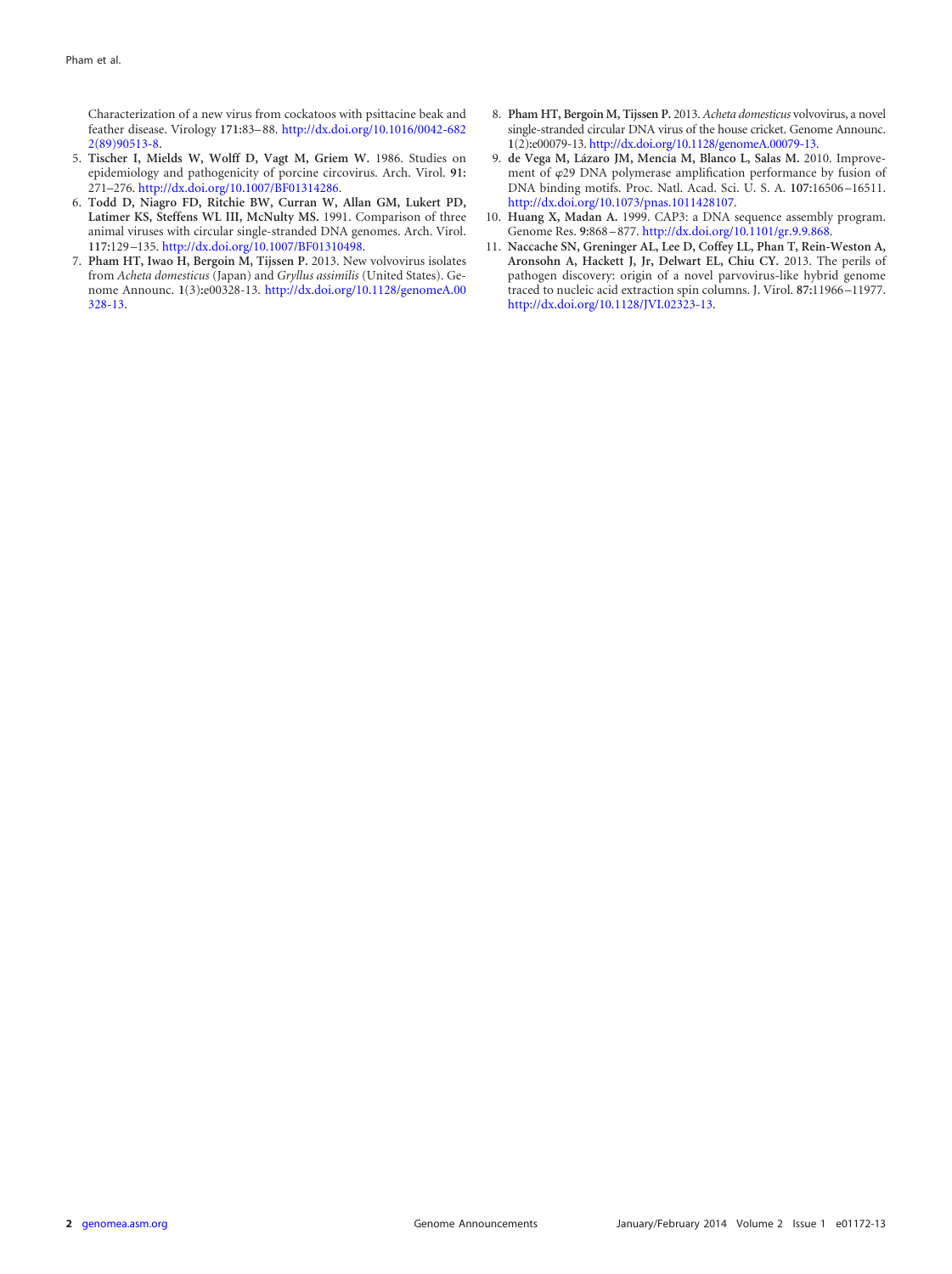Characterization of a new virus from cockatoos with psittacine beak and feather disease. Virology **171:**83–88. http://dx.doi.org/10.1016/0042-6822(89)90513-8.

5. **Tischer I, Mields W, Wolff D, Vagt M, Griem W.** 1986. Studies on epidemiology and pathogenicity of porcine circovirus. Arch. Virol. **91:** 271–276. http://dx.doi.org/10.1007/BF01314286.
6. **Todd D, Niagro FD, Ritchie BW, Curran W, Allan GM, Lukert PD, Latimer KS, Steffens WL III, McNulty MS.** 1991. Comparison of three animal viruses with circular single-stranded DNA genomes. Arch. Virol. **117:**129–135. http://dx.doi.org/10.1007/BF01310498.
7. **Pham HT, Iwao H, Bergoin M, Tijssen P.** 2013. New volvovirus isolates from *Acheta domesticus* (Japan) and *Gryllus assimilis* (United States). Genome Announc. **1**(3)**:**e00328-13. http://dx.doi.org/10.1128/genomeA.00328-13.
8. **Pham HT, Bergoin M, Tijssen P.** 2013. *Acheta domesticus* volvovirus, a novel single-stranded circular DNA virus of the house cricket. Genome Announc. **1**(2)**:**e00079-13. http://dx.doi.org/10.1128/genomeA.00079-13.
9. **de Vega M, Lázaro JM, Mencía M, Blanco L, Salas M.** 2010. Improvement of φ29 DNA polymerase amplification performance by fusion of DNA binding motifs. Proc. Natl. Acad. Sci. U. S. A. **107:**16506–16511. http://dx.doi.org/10.1073/pnas.1011428107.
10. **Huang X, Madan A.** 1999. CAP3: a DNA sequence assembly program. Genome Res. **9:**868–877. http://dx.doi.org/10.1101/gr.9.9.868.
11. **Naccache SN, Greninger AL, Lee D, Coffey LL, Phan T, Rein-Weston A, Aronsohn A, Hackett J, Jr, Delwart EL, Chiu CY.** 2013. The perils of pathogen discovery: origin of a novel parvovirus-like hybrid genome traced to nucleic acid extraction spin columns. J. Virol. **87:**11966–11977. http://dx.doi.org/10.1128/JVI.02323-13.